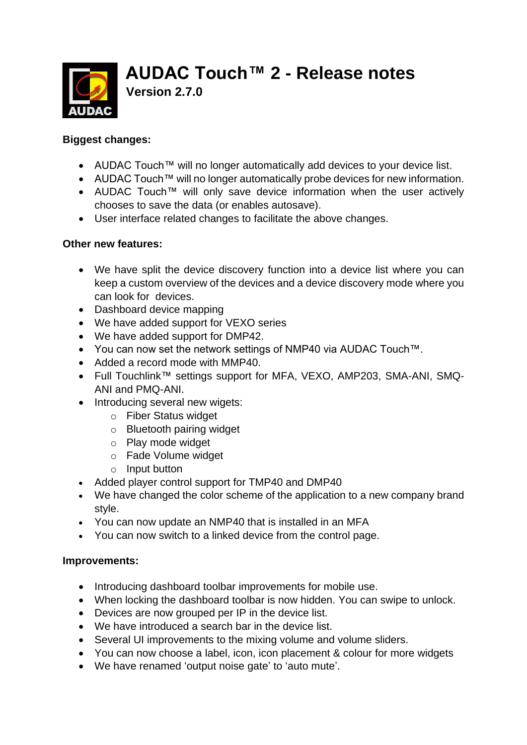# AUDAC Touch™ 2 - Release notes

**Version 2.7.0**

**Biggest changes:**

- AUDAC Touch™ will no longer automatically add devices to your device list.
- AUDAC Touch™ will no longer automatically probe devices for new information.
- AUDAC Touch™ will only save device information when the user actively chooses to save the data (or enables autosave).
- User interface related changes to facilitate the above changes.

**Other new features:**

- We have split the device discovery function into a device list where you can keep a custom overview of the devices and a device discovery mode where you can look for devices.
- Dashboard device mapping
- We have added support for VEXO series
- We have added support for DMP42.
- You can now set the network settings of NMP40 via AUDAC Touch™.
- Added a record mode with MMP40.
- Full Touchlink™ settings support for MFA, VEXO, AMP203, SMA-ANI, SMQ-ANI and PMQ-ANI.
- Introducing several new wigets:
  - Fiber Status widget
  - Bluetooth pairing widget
  - Play mode widget
  - Fade Volume widget
  - Input button
- Added player control support for TMP40 and DMP40
- We have changed the color scheme of the application to a new company brand style.
- You can now update an NMP40 that is installed in an MFA
- You can now switch to a linked device from the control page.

**Improvements:**

- Introducing dashboard toolbar improvements for mobile use.
- When locking the dashboard toolbar is now hidden. You can swipe to unlock.
- Devices are now grouped per IP in the device list.
- We have introduced a search bar in the device list.
- Several UI improvements to the mixing volume and volume sliders.
- You can now choose a label, icon, icon placement & colour for more widgets
- We have renamed ‘output noise gate’ to ‘auto mute’.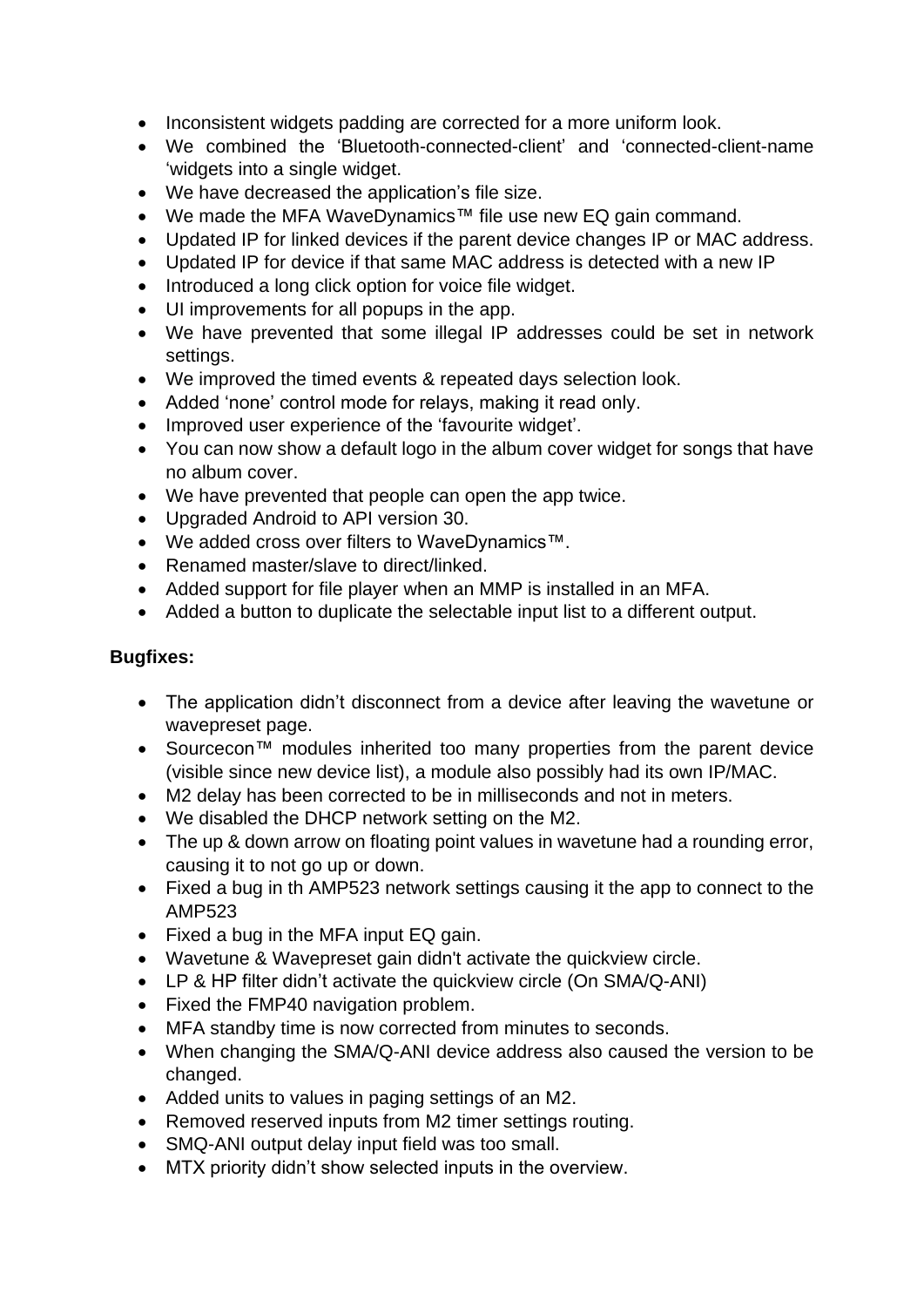- Inconsistent widgets padding are corrected for a more uniform look.
- We combined the ‘Bluetooth-connected-client’ and ‘connected-client-name ‘widgets into a single widget.
- We have decreased the application’s file size.
- We made the MFA WaveDynamics™ file use new EQ gain command.
- Updated IP for linked devices if the parent device changes IP or MAC address.
- Updated IP for device if that same MAC address is detected with a new IP
- Introduced a long click option for voice file widget.
- UI improvements for all popups in the app.
- We have prevented that some illegal IP addresses could be set in network settings.
- We improved the timed events & repeated days selection look.
- Added ‘none’ control mode for relays, making it read only.
- Improved user experience of the ‘favourite widget’.
- You can now show a default logo in the album cover widget for songs that have no album cover.
- We have prevented that people can open the app twice.
- Upgraded Android to API version 30.
- We added cross over filters to WaveDynamics™.
- Renamed master/slave to direct/linked.
- Added support for file player when an MMP is installed in an MFA.
- Added a button to duplicate the selectable input list to a different output.

**Bugfixes:**

- The application didn’t disconnect from a device after leaving the wavetune or wavepreset page.
- Sourcecon™ modules inherited too many properties from the parent device (visible since new device list), a module also possibly had its own IP/MAC.
- M2 delay has been corrected to be in milliseconds and not in meters.
- We disabled the DHCP network setting on the M2.
- The up & down arrow on floating point values in wavetune had a rounding error, causing it to not go up or down.
- Fixed a bug in th AMP523 network settings causing it the app to connect to the AMP523
- Fixed a bug in the MFA input EQ gain.
- Wavetune & Wavepreset gain didn't activate the quickview circle.
- LP & HP filter didn’t activate the quickview circle (On SMA/Q-ANI)
- Fixed the FMP40 navigation problem.
- MFA standby time is now corrected from minutes to seconds.
- When changing the SMA/Q-ANI device address also caused the version to be changed.
- Added units to values in paging settings of an M2.
- Removed reserved inputs from M2 timer settings routing.
- SMQ-ANI output delay input field was too small.
- MTX priority didn’t show selected inputs in the overview.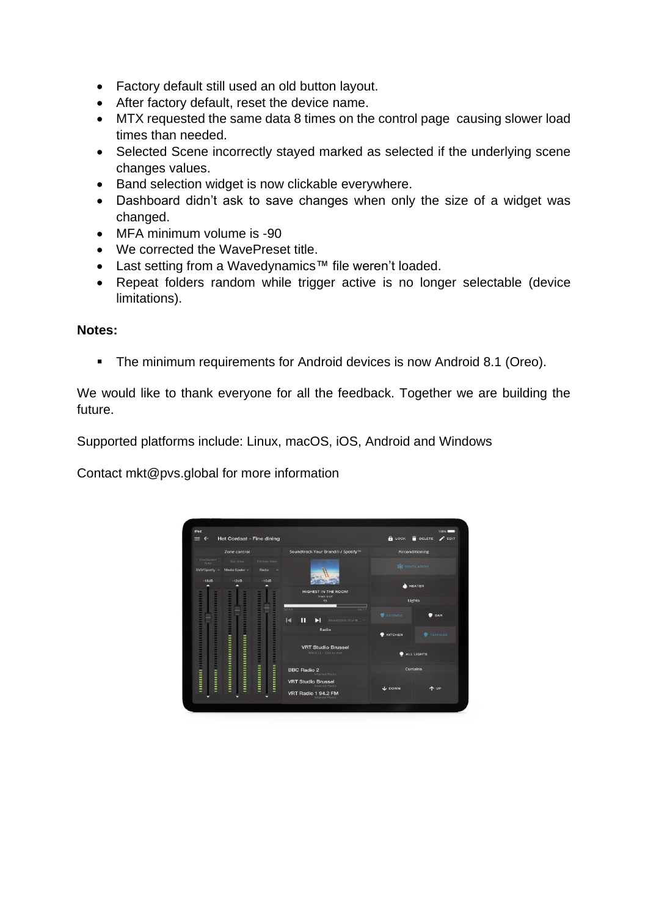- Factory default still used an old button layout.
- After factory default, reset the device name.
- MTX requested the same data 8 times on the control page causing slower load times than needed.
- Selected Scene incorrectly stayed marked as selected if the underlying scene changes values.
- Band selection widget is now clickable everywhere.
- Dashboard didn't ask to save changes when only the size of a widget was changed.
- MFA minimum volume is -90
- We corrected the WavePreset title.
- Last setting from a Wavedynamics™ file weren't loaded.
- Repeat folders random while trigger active is no longer selectable (device limitations).

**Notes:**

- The minimum requirements for Android devices is now Android 8.1 (Oreo).

We would like to thank everyone for all the feedback. Together we are building the future.

Supported platforms include: Linux, macOS, iOS, Android and Windows

Contact mkt@pvs.global for more information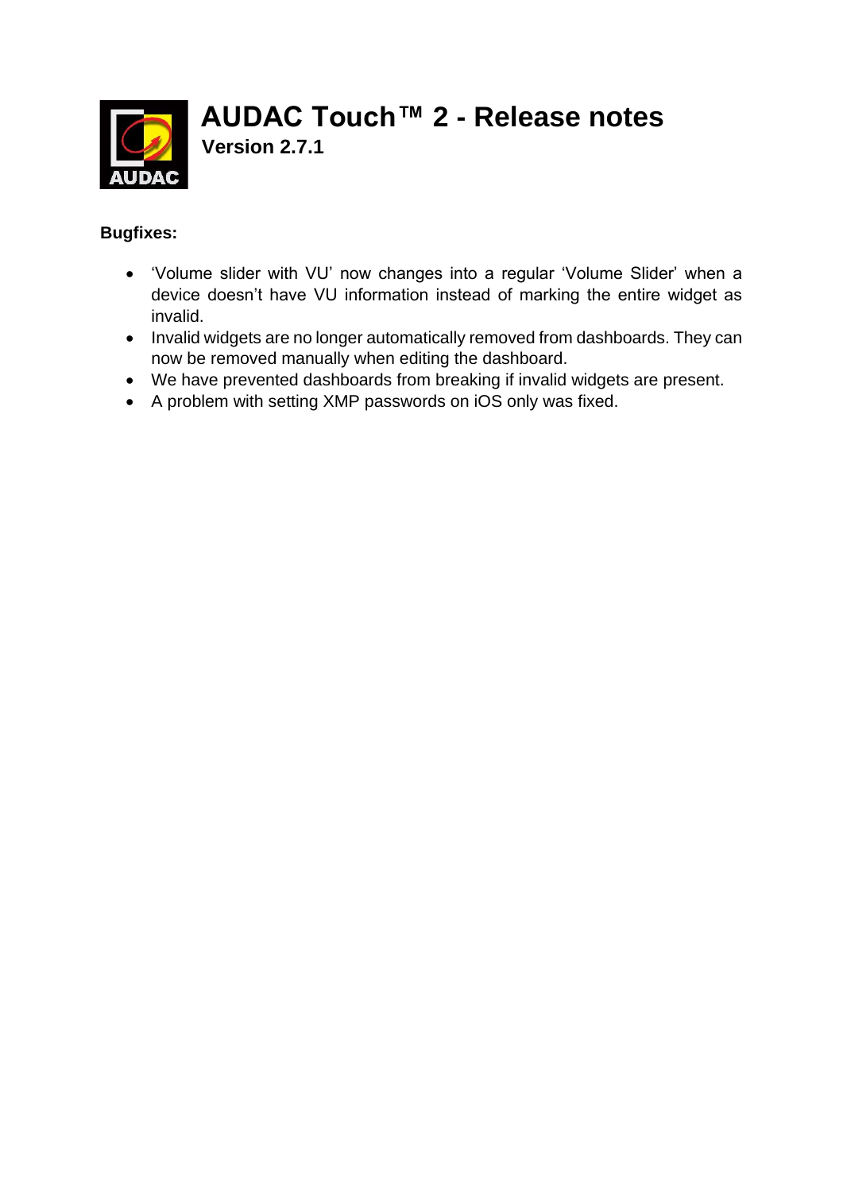# AUDAC Touch™ 2 - Release notes

**Version 2.7.1**

**Bugfixes:**

- ‘Volume slider with VU’ now changes into a regular ‘Volume Slider’ when a device doesn’t have VU information instead of marking the entire widget as invalid.
- Invalid widgets are no longer automatically removed from dashboards. They can now be removed manually when editing the dashboard.
- We have prevented dashboards from breaking if invalid widgets are present.
- A problem with setting XMP passwords on iOS only was fixed.